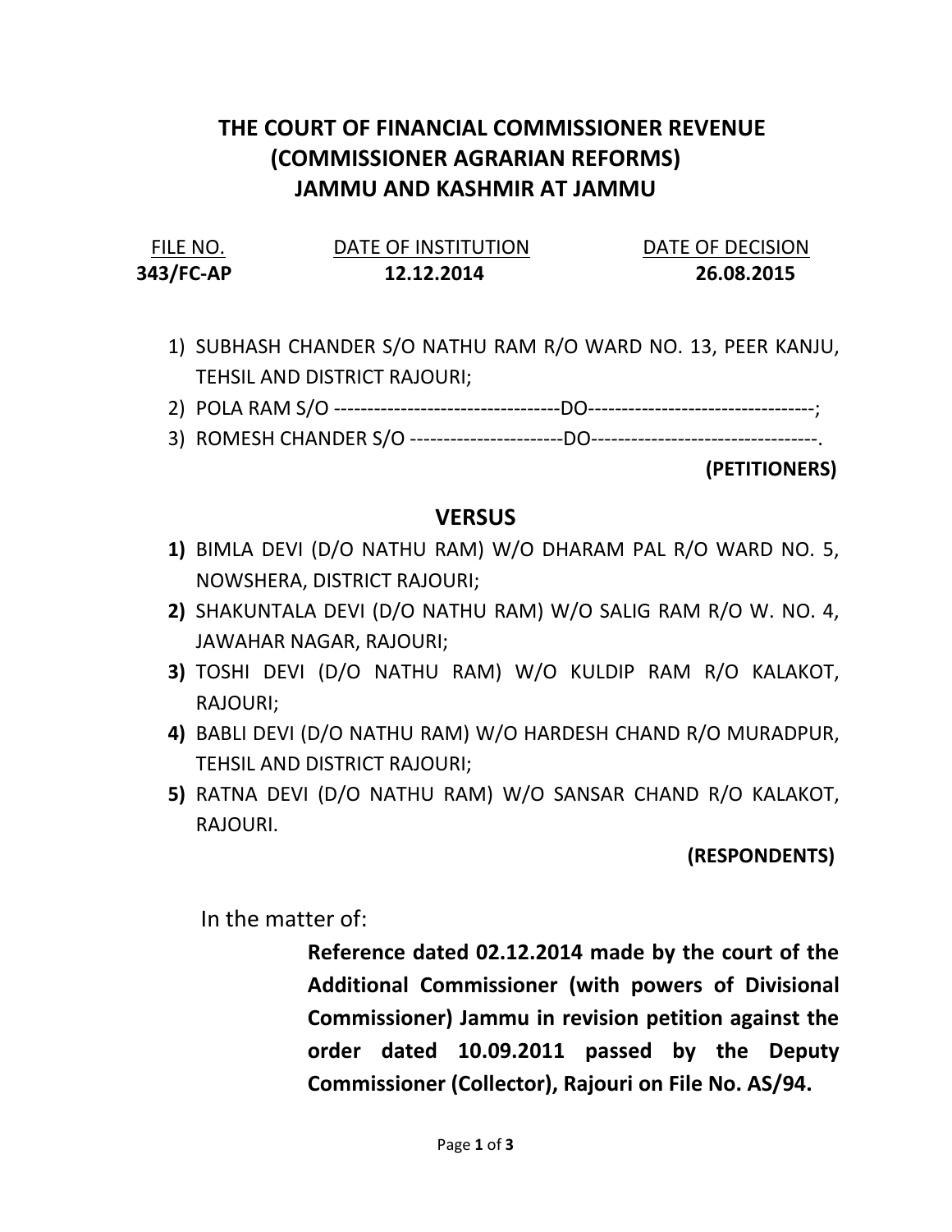# THE COURT OF FINANCIAL COMMISSIONER REVENUE (COMMISSIONER AGRARIAN REFORMS) JAMMU AND KASHMIR AT JAMMU

| FILE NO. | DATE OF INSTITUTION | DATE OF DECISION |
|---|---|---|
| **343/FC-AP** | **12.12.2014** | **26.08.2015** |

1) SUBHASH CHANDER S/O NATHU RAM R/O WARD NO. 13, PEER KANJU, TEHSIL AND DISTRICT RAJOURI;
2) POLA RAM S/O ---------------------------------DO---------------------------------;
3) ROMESH CHANDER S/O ----------------------DO---------------------------------.

**(PETITIONERS)**

## VERSUS

1) BIMLA DEVI (D/O NATHU RAM) W/O DHARAM PAL R/O WARD NO. 5, NOWSHERA, DISTRICT RAJOURI;
2) SHAKUNTALA DEVI (D/O NATHU RAM) W/O SALIG RAM R/O W. NO. 4, JAWAHAR NAGAR, RAJOURI;
3) TOSHI DEVI (D/O NATHU RAM) W/O KULDIP RAM R/O KALAKOT, RAJOURI;
4) BABLI DEVI (D/O NATHU RAM) W/O HARDESH CHAND R/O MURADPUR, TEHSIL AND DISTRICT RAJOURI;
5) RATNA DEVI (D/O NATHU RAM) W/O SANSAR CHAND R/O KALAKOT, RAJOURI.

**(RESPONDENTS)**

In the matter of:

**Reference dated 02.12.2014 made by the court of the Additional Commissioner (with powers of Divisional Commissioner) Jammu in revision petition against the order dated 10.09.2011 passed by the Deputy Commissioner (Collector), Rajouri on File No. AS/94.**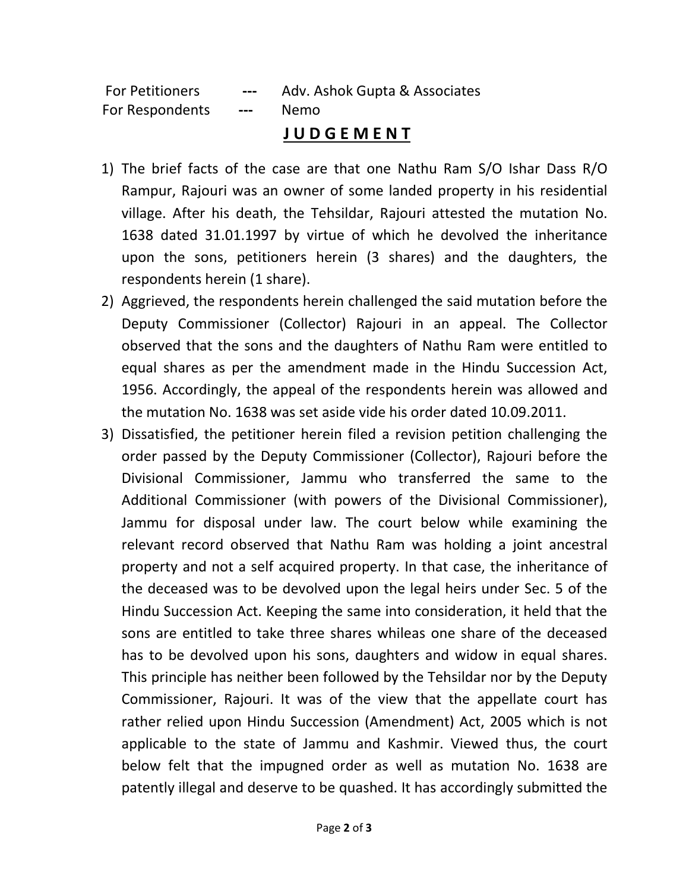For Petitioners --- Adv. Ashok Gupta & Associates
For Respondents --- Nemo

## JUDGEMENT

1) The brief facts of the case are that one Nathu Ram S/O Ishar Dass R/O Rampur, Rajouri was an owner of some landed property in his residential village. After his death, the Tehsildar, Rajouri attested the mutation No. 1638 dated 31.01.1997 by virtue of which he devolved the inheritance upon the sons, petitioners herein (3 shares) and the daughters, the respondents herein (1 share).

2) Aggrieved, the respondents herein challenged the said mutation before the Deputy Commissioner (Collector) Rajouri in an appeal. The Collector observed that the sons and the daughters of Nathu Ram were entitled to equal shares as per the amendment made in the Hindu Succession Act, 1956. Accordingly, the appeal of the respondents herein was allowed and the mutation No. 1638 was set aside vide his order dated 10.09.2011.

3) Dissatisfied, the petitioner herein filed a revision petition challenging the order passed by the Deputy Commissioner (Collector), Rajouri before the Divisional Commissioner, Jammu who transferred the same to the Additional Commissioner (with powers of the Divisional Commissioner), Jammu for disposal under law. The court below while examining the relevant record observed that Nathu Ram was holding a joint ancestral property and not a self acquired property. In that case, the inheritance of the deceased was to be devolved upon the legal heirs under Sec. 5 of the Hindu Succession Act. Keeping the same into consideration, it held that the sons are entitled to take three shares whileas one share of the deceased has to be devolved upon his sons, daughters and widow in equal shares. This principle has neither been followed by the Tehsildar nor by the Deputy Commissioner, Rajouri. It was of the view that the appellate court has rather relied upon Hindu Succession (Amendment) Act, 2005 which is not applicable to the state of Jammu and Kashmir. Viewed thus, the court below felt that the impugned order as well as mutation No. 1638 are patently illegal and deserve to be quashed. It has accordingly submitted the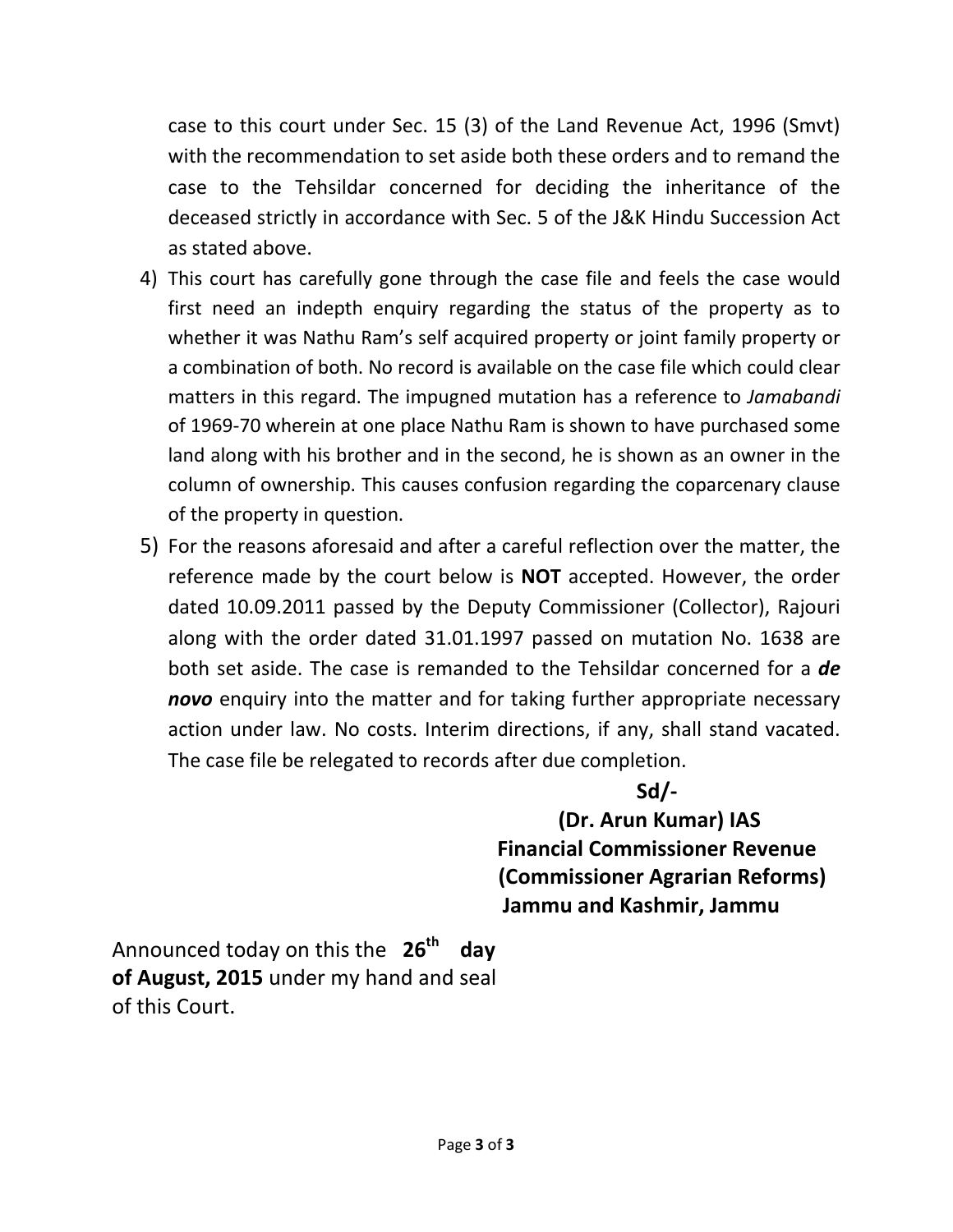case to this court under Sec. 15 (3) of the Land Revenue Act, 1996 (Smvt) with the recommendation to set aside both these orders and to remand the case to the Tehsildar concerned for deciding the inheritance of the deceased strictly in accordance with Sec. 5 of the J&K Hindu Succession Act as stated above.

4) This court has carefully gone through the case file and feels the case would first need an indepth enquiry regarding the status of the property as to whether it was Nathu Ram's self acquired property or joint family property or a combination of both. No record is available on the case file which could clear matters in this regard. The impugned mutation has a reference to *Jamabandi* of 1969-70 wherein at one place Nathu Ram is shown to have purchased some land along with his brother and in the second, he is shown as an owner in the column of ownership. This causes confusion regarding the coparcenary clause of the property in question.

5) For the reasons aforesaid and after a careful reflection over the matter, the reference made by the court below is **NOT** accepted. However, the order dated 10.09.2011 passed by the Deputy Commissioner (Collector), Rajouri along with the order dated 31.01.1997 passed on mutation No. 1638 are both set aside. The case is remanded to the Tehsildar concerned for a ***de novo*** enquiry into the matter and for taking further appropriate necessary action under law. No costs. Interim directions, if any, shall stand vacated. The case file be relegated to records after due completion.

**Sd/-**

**(Dr. Arun Kumar) IAS**
**Financial Commissioner Revenue**
**(Commissioner Agrarian Reforms)**
**Jammu and Kashmir, Jammu**

Announced today on this the **26th day of August, 2015** under my hand and seal of this Court.